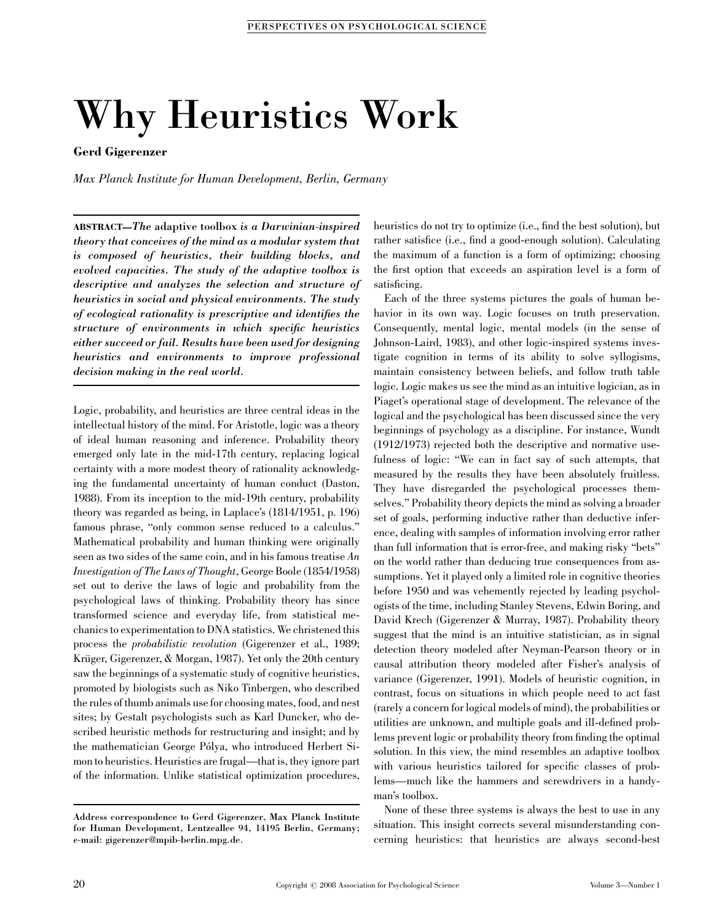# Why Heuristics Work

**Gerd Gigerenzer**

*Max Planck Institute for Human Development, Berlin, Germany*

**ABSTRACT—*The* adaptive toolbox *is a Darwinian-inspired theory that conceives of the mind as a modular system that is composed of heuristics, their building blocks, and evolved capacities. The study of the adaptive toolbox is descriptive and analyzes the selection and structure of heuristics in social and physical environments. The study of ecological rationality is prescriptive and identifies the structure of environments in which specific heuristics either succeed or fail. Results have been used for designing heuristics and environments to improve professional decision making in the real world.***

Logic, probability, and heuristics are three central ideas in the intellectual history of the mind. For Aristotle, logic was a theory of ideal human reasoning and inference. Probability theory emerged only late in the mid-17th century, replacing logical certainty with a more modest theory of rationality acknowledging the fundamental uncertainty of human conduct (Daston, 1988). From its inception to the mid-19th century, probability theory was regarded as being, in Laplace's (1814/1951, p. 196) famous phrase, "only common sense reduced to a calculus." Mathematical probability and human thinking were originally seen as two sides of the same coin, and in his famous treatise *An Investigation of The Laws of Thought*, George Boole (1854/1958) set out to derive the laws of logic and probability from the psychological laws of thinking. Probability theory has since transformed science and everyday life, from statistical mechanics to experimentation to DNA statistics. We christened this process the *probabilistic revolution* (Gigerenzer et al., 1989; Krüger, Gigerenzer, & Morgan, 1987). Yet only the 20th century saw the beginnings of a systematic study of cognitive heuristics, promoted by biologists such as Niko Tinbergen, who described the rules of thumb animals use for choosing mates, food, and nest sites; by Gestalt psychologists such as Karl Duncker, who described heuristic methods for restructuring and insight; and by the mathematician George Pólya, who introduced Herbert Simon to heuristics. Heuristics are frugal—that is, they ignore part of the information. Unlike statistical optimization procedures, heuristics do not try to optimize (i.e., find the best solution), but rather satisfice (i.e., find a good-enough solution). Calculating the maximum of a function is a form of optimizing; choosing the first option that exceeds an aspiration level is a form of satisficing.

Each of the three systems pictures the goals of human behavior in its own way. Logic focuses on truth preservation. Consequently, mental logic, mental models (in the sense of Johnson-Laird, 1983), and other logic-inspired systems investigate cognition in terms of its ability to solve syllogisms, maintain consistency between beliefs, and follow truth table logic. Logic makes us see the mind as an intuitive logician, as in Piaget's operational stage of development. The relevance of the logical and the psychological has been discussed since the very beginnings of psychology as a discipline. For instance, Wundt (1912/1973) rejected both the descriptive and normative usefulness of logic: "We can in fact say of such attempts, that measured by the results they have been absolutely fruitless. They have disregarded the psychological processes themselves." Probability theory depicts the mind as solving a broader set of goals, performing inductive rather than deductive inference, dealing with samples of information involving error rather than full information that is error-free, and making risky "bets" on the world rather than deducing true consequences from assumptions. Yet it played only a limited role in cognitive theories before 1950 and was vehemently rejected by leading psychologists of the time, including Stanley Stevens, Edwin Boring, and David Krech (Gigerenzer & Murray, 1987). Probability theory suggest that the mind is an intuitive statistician, as in signal detection theory modeled after Neyman-Pearson theory or in causal attribution theory modeled after Fisher's analysis of variance (Gigerenzer, 1991). Models of heuristic cognition, in contrast, focus on situations in which people need to act fast (rarely a concern for logical models of mind), the probabilities or utilities are unknown, and multiple goals and ill-defined problems prevent logic or probability theory from finding the optimal solution. In this view, the mind resembles an adaptive toolbox with various heuristics tailored for specific classes of problems—much like the hammers and screwdrivers in a handyman's toolbox.

None of these three systems is always the best to use in any situation. This insight corrects several misunderstanding concerning heuristics: that heuristics are always second-best

**Address correspondence to Gerd Gigerenzer, Max Planck Institute for Human Development, Lentzeallee 94, 14195 Berlin, Germany; e-mail: gigerenzer@mpib-berlin.mpg.de.**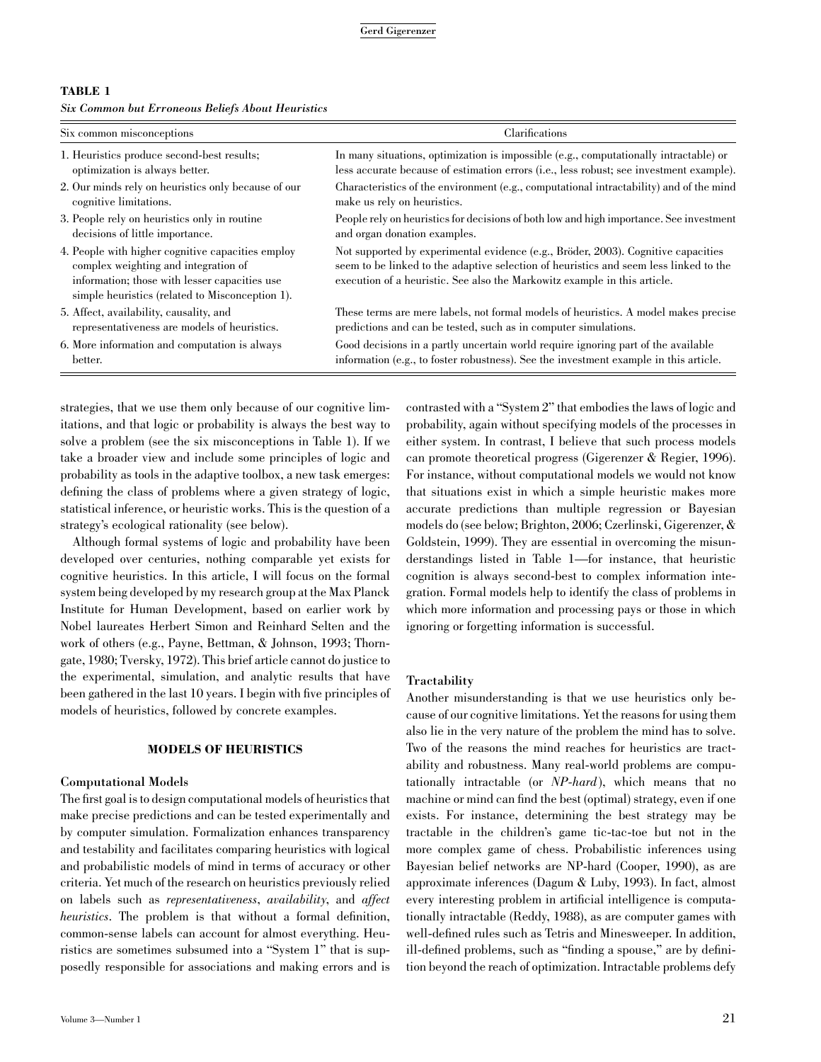**TABLE 1**

*Six Common but Erroneous Beliefs About Heuristics*

| Six common misconceptions | Clarifications |
|---|---|
| 1. Heuristics produce second-best results; optimization is always better. | In many situations, optimization is impossible (e.g., computationally intractable) or less accurate because of estimation errors (i.e., less robust; see investment example). |
| 2. Our minds rely on heuristics only because of our cognitive limitations. | Characteristics of the environment (e.g., computational intractability) and of the mind make us rely on heuristics. |
| 3. People rely on heuristics only in routine decisions of little importance. | People rely on heuristics for decisions of both low and high importance. See investment and organ donation examples. |
| 4. People with higher cognitive capacities employ complex weighting and integration of information; those with lesser capacities use simple heuristics (related to Misconception 1). | Not supported by experimental evidence (e.g., Bröder, 2003). Cognitive capacities seem to be linked to the adaptive selection of heuristics and seem less linked to the execution of a heuristic. See also the Markowitz example in this article. |
| 5. Affect, availability, causality, and representativeness are models of heuristics. | These terms are mere labels, not formal models of heuristics. A model makes precise predictions and can be tested, such as in computer simulations. |
| 6. More information and computation is always better. | Good decisions in a partly uncertain world require ignoring part of the available information (e.g., to foster robustness). See the investment example in this article. |

strategies, that we use them only because of our cognitive limitations, and that logic or probability is always the best way to solve a problem (see the six misconceptions in Table 1). If we take a broader view and include some principles of logic and probability as tools in the adaptive toolbox, a new task emerges: defining the class of problems where a given strategy of logic, statistical inference, or heuristic works. This is the question of a strategy's ecological rationality (see below).

Although formal systems of logic and probability have been developed over centuries, nothing comparable yet exists for cognitive heuristics. In this article, I will focus on the formal system being developed by my research group at the Max Planck Institute for Human Development, based on earlier work by Nobel laureates Herbert Simon and Reinhard Selten and the work of others (e.g., Payne, Bettman, & Johnson, 1993; Thorngate, 1980; Tversky, 1972). This brief article cannot do justice to the experimental, simulation, and analytic results that have been gathered in the last 10 years. I begin with five principles of models of heuristics, followed by concrete examples.

## MODELS OF HEURISTICS

### Computational Models

The first goal is to design computational models of heuristics that make precise predictions and can be tested experimentally and by computer simulation. Formalization enhances transparency and testability and facilitates comparing heuristics with logical and probabilistic models of mind in terms of accuracy or other criteria. Yet much of the research on heuristics previously relied on labels such as *representativeness*, *availability*, and *affect heuristics*. The problem is that without a formal definition, common-sense labels can account for almost everything. Heuristics are sometimes subsumed into a "System 1" that is supposedly responsible for associations and making errors and is contrasted with a "System 2" that embodies the laws of logic and probability, again without specifying models of the processes in either system. In contrast, I believe that such process models can promote theoretical progress (Gigerenzer & Regier, 1996). For instance, without computational models we would not know that situations exist in which a simple heuristic makes more accurate predictions than multiple regression or Bayesian models do (see below; Brighton, 2006; Czerlinski, Gigerenzer, & Goldstein, 1999). They are essential in overcoming the misunderstandings listed in Table 1—for instance, that heuristic cognition is always second-best to complex information integration. Formal models help to identify the class of problems in which more information and processing pays or those in which ignoring or forgetting information is successful.

### Tractability

Another misunderstanding is that we use heuristics only because of our cognitive limitations. Yet the reasons for using them also lie in the very nature of the problem the mind has to solve. Two of the reasons the mind reaches for heuristics are tractability and robustness. Many real-world problems are computationally intractable (or *NP-hard*), which means that no machine or mind can find the best (optimal) strategy, even if one exists. For instance, determining the best strategy may be tractable in the children's game tic-tac-toe but not in the more complex game of chess. Probabilistic inferences using Bayesian belief networks are NP-hard (Cooper, 1990), as are approximate inferences (Dagum & Luby, 1993). In fact, almost every interesting problem in artificial intelligence is computationally intractable (Reddy, 1988), as are computer games with well-defined rules such as Tetris and Minesweeper. In addition, ill-defined problems, such as "finding a spouse," are by definition beyond the reach of optimization. Intractable problems defy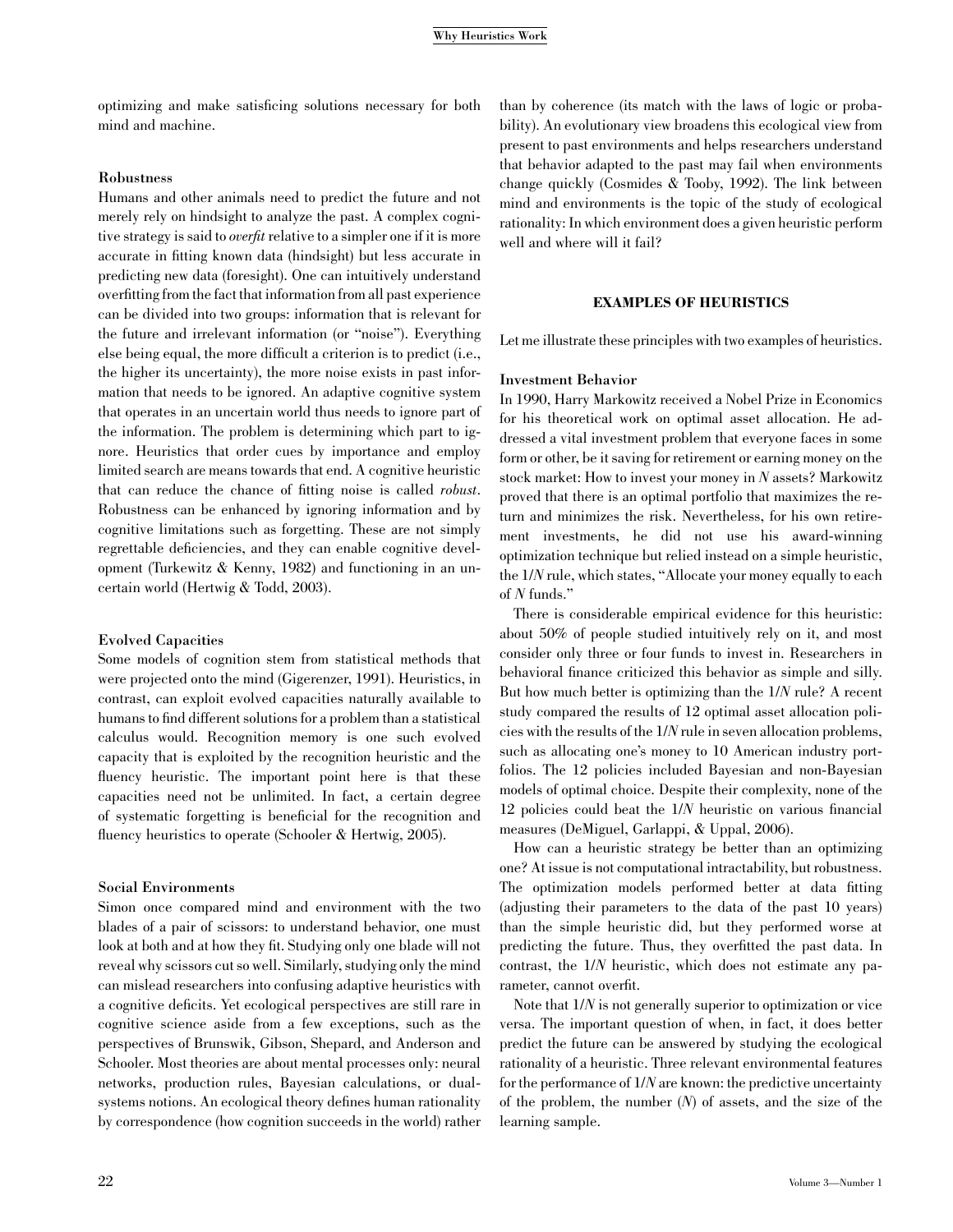optimizing and make satisficing solutions necessary for both mind and machine.

### Robustness

Humans and other animals need to predict the future and not merely rely on hindsight to analyze the past. A complex cognitive strategy is said to *overfit* relative to a simpler one if it is more accurate in fitting known data (hindsight) but less accurate in predicting new data (foresight). One can intuitively understand overfitting from the fact that information from all past experience can be divided into two groups: information that is relevant for the future and irrelevant information (or "noise"). Everything else being equal, the more difficult a criterion is to predict (i.e., the higher its uncertainty), the more noise exists in past information that needs to be ignored. An adaptive cognitive system that operates in an uncertain world thus needs to ignore part of the information. The problem is determining which part to ignore. Heuristics that order cues by importance and employ limited search are means towards that end. A cognitive heuristic that can reduce the chance of fitting noise is called *robust*. Robustness can be enhanced by ignoring information and by cognitive limitations such as forgetting. These are not simply regrettable deficiencies, and they can enable cognitive development (Turkewitz & Kenny, 1982) and functioning in an uncertain world (Hertwig & Todd, 2003).

### Evolved Capacities

Some models of cognition stem from statistical methods that were projected onto the mind (Gigerenzer, 1991). Heuristics, in contrast, can exploit evolved capacities naturally available to humans to find different solutions for a problem than a statistical calculus would. Recognition memory is one such evolved capacity that is exploited by the recognition heuristic and the fluency heuristic. The important point here is that these capacities need not be unlimited. In fact, a certain degree of systematic forgetting is beneficial for the recognition and fluency heuristics to operate (Schooler & Hertwig, 2005).

### Social Environments

Simon once compared mind and environment with the two blades of a pair of scissors: to understand behavior, one must look at both and at how they fit. Studying only one blade will not reveal why scissors cut so well. Similarly, studying only the mind can mislead researchers into confusing adaptive heuristics with a cognitive deficits. Yet ecological perspectives are still rare in cognitive science aside from a few exceptions, such as the perspectives of Brunswik, Gibson, Shepard, and Anderson and Schooler. Most theories are about mental processes only: neural networks, production rules, Bayesian calculations, or dual-systems notions. An ecological theory defines human rationality by correspondence (how cognition succeeds in the world) rather than by coherence (its match with the laws of logic or probability). An evolutionary view broadens this ecological view from present to past environments and helps researchers understand that behavior adapted to the past may fail when environments change quickly (Cosmides & Tooby, 1992). The link between mind and environments is the topic of the study of ecological rationality: In which environment does a given heuristic perform well and where will it fail?

## EXAMPLES OF HEURISTICS

Let me illustrate these principles with two examples of heuristics.

### Investment Behavior

In 1990, Harry Markowitz received a Nobel Prize in Economics for his theoretical work on optimal asset allocation. He addressed a vital investment problem that everyone faces in some form or other, be it saving for retirement or earning money on the stock market: How to invest your money in *N* assets? Markowitz proved that there is an optimal portfolio that maximizes the return and minimizes the risk. Nevertheless, for his own retirement investments, he did not use his award-winning optimization technique but relied instead on a simple heuristic, the 1/*N* rule, which states, "Allocate your money equally to each of *N* funds."

There is considerable empirical evidence for this heuristic: about 50% of people studied intuitively rely on it, and most consider only three or four funds to invest in. Researchers in behavioral finance criticized this behavior as simple and silly. But how much better is optimizing than the 1/*N* rule? A recent study compared the results of 12 optimal asset allocation policies with the results of the 1/*N* rule in seven allocation problems, such as allocating one's money to 10 American industry portfolios. The 12 policies included Bayesian and non-Bayesian models of optimal choice. Despite their complexity, none of the 12 policies could beat the 1/*N* heuristic on various financial measures (DeMiguel, Garlappi, & Uppal, 2006).

How can a heuristic strategy be better than an optimizing one? At issue is not computational intractability, but robustness. The optimization models performed better at data fitting (adjusting their parameters to the data of the past 10 years) than the simple heuristic did, but they performed worse at predicting the future. Thus, they overfitted the past data. In contrast, the 1/*N* heuristic, which does not estimate any parameter, cannot overfit.

Note that 1/*N* is not generally superior to optimization or vice versa. The important question of when, in fact, it does better predict the future can be answered by studying the ecological rationality of a heuristic. Three relevant environmental features for the performance of 1/*N* are known: the predictive uncertainty of the problem, the number (*N*) of assets, and the size of the learning sample.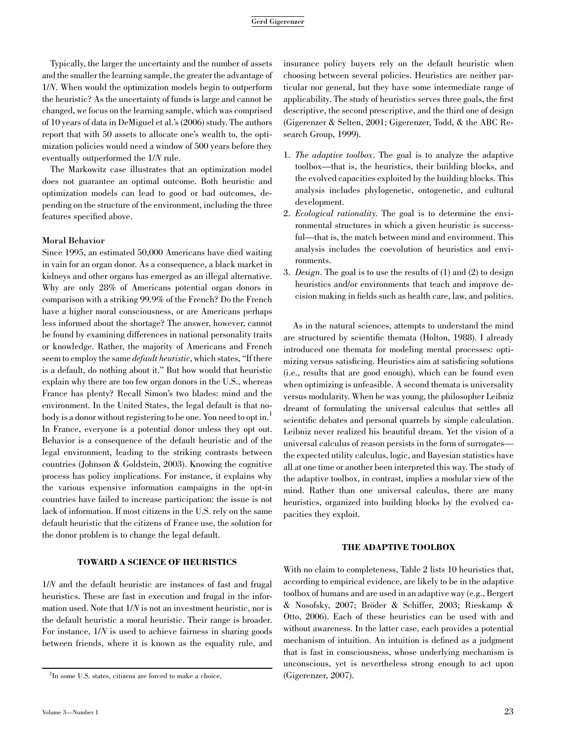Typically, the larger the uncertainty and the number of assets and the smaller the learning sample, the greater the advantage of 1/*N*. When would the optimization models begin to outperform the heuristic? As the uncertainty of funds is large and cannot be changed, we focus on the learning sample, which was comprised of 10 years of data in DeMiguel et al.'s (2006) study. The authors report that with 50 assets to allocate one's wealth to, the optimization policies would need a window of 500 years before they eventually outperformed the 1/*N* rule.

The Markowitz case illustrates that an optimization model does not guarantee an optimal outcome. Both heuristic and optimization models can lead to good or bad outcomes, depending on the structure of the environment, including the three features specified above.

### Moral Behavior

Since 1995, an estimated 50,000 Americans have died waiting in vain for an organ donor. As a consequence, a black market in kidneys and other organs has emerged as an illegal alternative. Why are only 28% of Americans potential organ donors in comparison with a striking 99.9% of the French? Do the French have a higher moral consciousness, or are Americans perhaps less informed about the shortage? The answer, however, cannot be found by examining differences in national personality traits or knowledge. Rather, the majority of Americans and French seem to employ the same *default heuristic*, which states, "If there is a default, do nothing about it." But how would that heuristic explain why there are too few organ donors in the U.S., whereas France has plenty? Recall Simon's two blades: mind and the environment. In the United States, the legal default is that nobody is a donor without registering to be one. You need to opt in.[1] In France, everyone is a potential donor unless they opt out. Behavior is a consequence of the default heuristic and of the legal environment, leading to the striking contrasts between countries (Johnson & Goldstein, 2003). Knowing the cognitive process has policy implications. For instance, it explains why the various expensive information campaigns in the opt-in countries have failed to increase participation: the issue is not lack of information. If most citizens in the U.S. rely on the same default heuristic that the citizens of France use, the solution for the donor problem is to change the legal default.

## TOWARD A SCIENCE OF HEURISTICS

1/*N* and the default heuristic are instances of fast and frugal heuristics. These are fast in execution and frugal in the information used. Note that 1/*N* is not an investment heuristic, nor is the default heuristic a moral heuristic. Their range is broader. For instance, 1/*N* is used to achieve fairness in sharing goods between friends, where it is known as the equality rule, and insurance policy buyers rely on the default heuristic when choosing between several policies. Heuristics are neither particular nor general, but they have some intermediate range of applicability. The study of heuristics serves three goals, the first descriptive, the second prescriptive, and the third one of design (Gigerenzer & Selten, 2001; Gigerenzer, Todd, & the ABC Research Group, 1999).

1. *The adaptive toolbox*. The goal is to analyze the adaptive toolbox—that is, the heuristics, their building blocks, and the evolved capacities exploited by the building blocks. This analysis includes phylogenetic, ontogenetic, and cultural development.
2. *Ecological rationality*. The goal is to determine the environmental structures in which a given heuristic is successful—that is, the match between mind and environment. This analysis includes the coevolution of heuristics and environments.
3. *Design*. The goal is to use the results of (1) and (2) to design heuristics and/or environments that teach and improve decision making in fields such as health care, law, and politics.

As in the natural sciences, attempts to understand the mind are structured by scientific themata (Holton, 1988). I already introduced one themata for modeling mental processes: optimizing versus satisficing. Heuristics aim at satisficing solutions (i.e., results that are good enough), which can be found even when optimizing is unfeasible. A second themata is universality versus modularity. When he was young, the philosopher Leibniz dreamt of formulating the universal calculus that settles all scientific debates and personal quarrels by simple calculation. Leibniz never realized his beautiful dream. Yet the vision of a universal calculus of reason persists in the form of surrogates—the expected utility calculus, logic, and Bayesian statistics have all at one time or another been interpreted this way. The study of the adaptive toolbox, in contrast, implies a modular view of the mind. Rather than one universal calculus, there are many heuristics, organized into building blocks by the evolved capacities they exploit.

## THE ADAPTIVE TOOLBOX

With no claim to completeness, Table 2 lists 10 heuristics that, according to empirical evidence, are likely to be in the adaptive toolbox of humans and are used in an adaptive way (e.g., Bergert & Nosofsky, 2007; Bröder & Schiffer, 2003; Rieskamp & Otto, 2006). Each of these heuristics can be used with and without awareness. In the latter case, each provides a potential mechanism of intuition. An intuition is defined as a judgment that is fast in consciousness, whose underlying mechanism is unconscious, yet is nevertheless strong enough to act upon (Gigerenzer, 2007).

[1]In some U.S. states, citizens are forced to make a choice.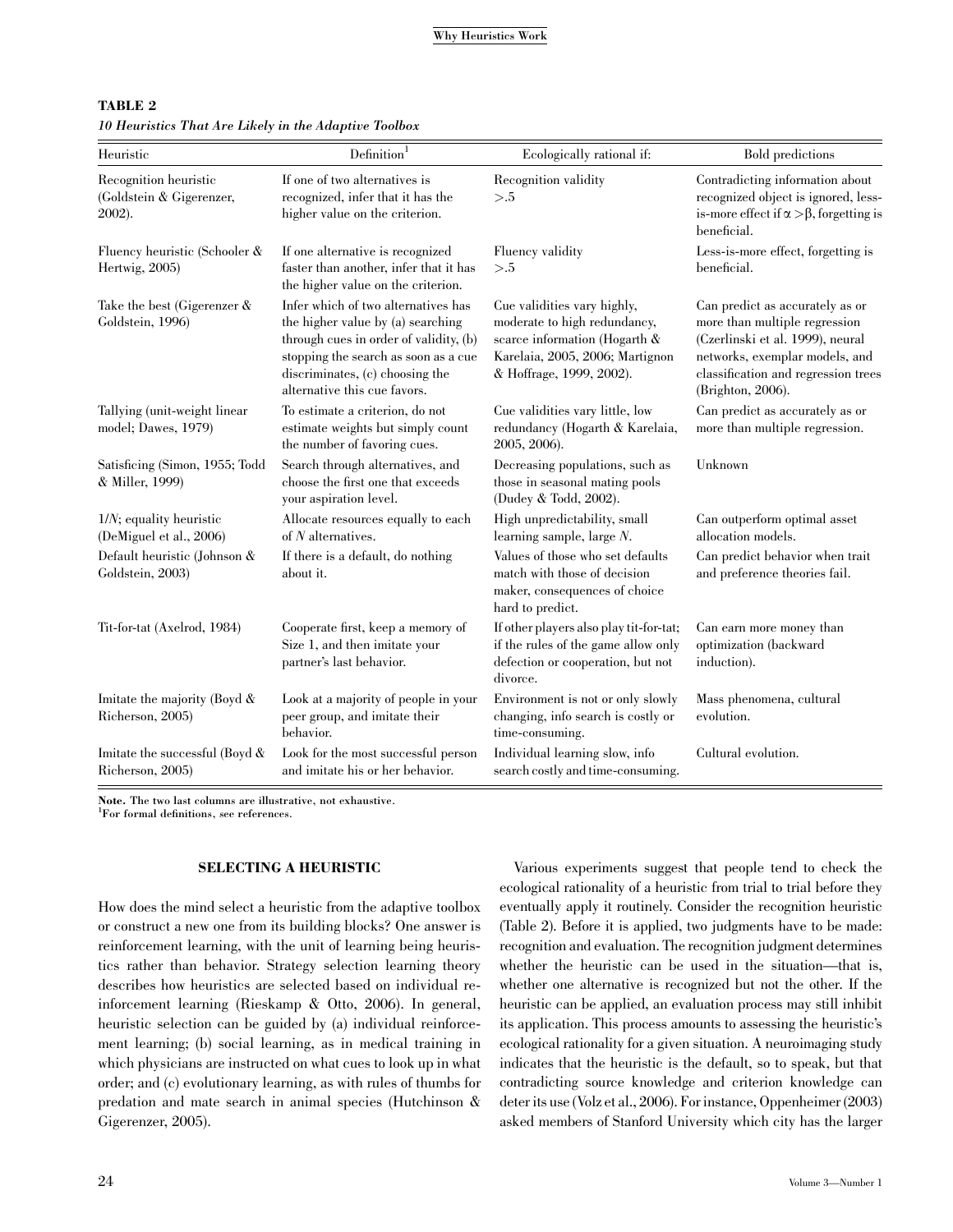**TABLE 2**
*10 Heuristics That Are Likely in the Adaptive Toolbox*

| Heuristic | Definition[1] | Ecologically rational if: | Bold predictions |
|---|---|---|---|
| Recognition heuristic (Goldstein & Gigerenzer, 2002). | If one of two alternatives is recognized, infer that it has the higher value on the criterion. | Recognition validity >.5 | Contradicting information about recognized object is ignored, less-is-more effect if $\alpha > \beta$, forgetting is beneficial. |
| Fluency heuristic (Schooler & Hertwig, 2005) | If one alternative is recognized faster than another, infer that it has the higher value on the criterion. | Fluency validity >.5 | Less-is-more effect, forgetting is beneficial. |
| Take the best (Gigerenzer & Goldstein, 1996) | Infer which of two alternatives has the higher value by (a) searching through cues in order of validity, (b) stopping the search as soon as a cue discriminates, (c) choosing the alternative this cue favors. | Cue validities vary highly, moderate to high redundancy, scarce information (Hogarth & Karelaia, 2005, 2006; Martignon & Hoffrage, 1999, 2002). | Can predict as accurately as or more than multiple regression (Czerlinski et al. 1999), neural networks, exemplar models, and classification and regression trees (Brighton, 2006). |
| Tallying (unit-weight linear model; Dawes, 1979) | To estimate a criterion, do not estimate weights but simply count the number of favoring cues. | Cue validities vary little, low redundancy (Hogarth & Karelaia, 2005, 2006). | Can predict as accurately as or more than multiple regression. |
| Satisficing (Simon, 1955; Todd & Miller, 1999) | Search through alternatives, and choose the first one that exceeds your aspiration level. | Decreasing populations, such as those in seasonal mating pools (Dudey & Todd, 2002). | Unknown |
| 1/*N*; equality heuristic (DeMiguel et al., 2006) | Allocate resources equally to each of *N* alternatives. | High unpredictability, small learning sample, large *N*. | Can outperform optimal asset allocation models. |
| Default heuristic (Johnson & Goldstein, 2003) | If there is a default, do nothing about it. | Values of those who set defaults match with those of decision maker, consequences of choice hard to predict. | Can predict behavior when trait and preference theories fail. |
| Tit-for-tat (Axelrod, 1984) | Cooperate first, keep a memory of Size 1, and then imitate your partner's last behavior. | If other players also play tit-for-tat; if the rules of the game allow only defection or cooperation, but not divorce. | Can earn more money than optimization (backward induction). |
| Imitate the majority (Boyd & Richerson, 2005) | Look at a majority of people in your peer group, and imitate their behavior. | Environment is not or only slowly changing, info search is costly or time-consuming. | Mass phenomena, cultural evolution. |
| Imitate the successful (Boyd & Richerson, 2005) | Look for the most successful person and imitate his or her behavior. | Individual learning slow, info search costly and time-consuming. | Cultural evolution. |

**Note.** The two last columns are illustrative, not exhaustive.
[1]For formal definitions, see references.

## SELECTING A HEURISTIC

How does the mind select a heuristic from the adaptive toolbox or construct a new one from its building blocks? One answer is reinforcement learning, with the unit of learning being heuristics rather than behavior. Strategy selection learning theory describes how heuristics are selected based on individual reinforcement learning (Rieskamp & Otto, 2006). In general, heuristic selection can be guided by (a) individual reinforcement learning; (b) social learning, as in medical training in which physicians are instructed on what cues to look up in what order; and (c) evolutionary learning, as with rules of thumbs for predation and mate search in animal species (Hutchinson & Gigerenzer, 2005).

Various experiments suggest that people tend to check the ecological rationality of a heuristic from trial to trial before they eventually apply it routinely. Consider the recognition heuristic (Table 2). Before it is applied, two judgments have to be made: recognition and evaluation. The recognition judgment determines whether the heuristic can be used in the situation—that is, whether one alternative is recognized but not the other. If the heuristic can be applied, an evaluation process may still inhibit its application. This process amounts to assessing the heuristic's ecological rationality for a given situation. A neuroimaging study indicates that the heuristic is the default, so to speak, but that contradicting source knowledge and criterion knowledge can deter its use (Volz et al., 2006). For instance, Oppenheimer (2003) asked members of Stanford University which city has the larger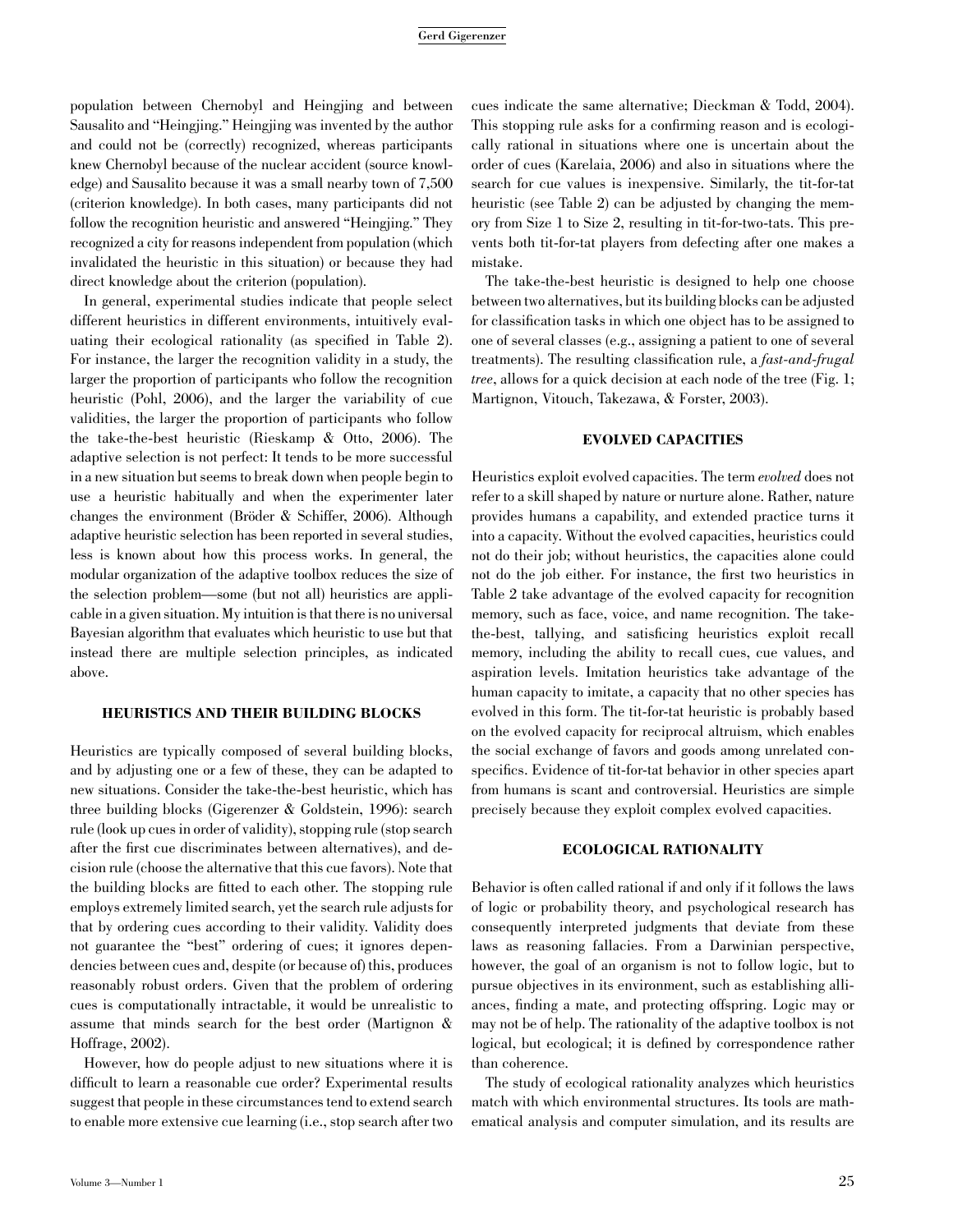population between Chernobyl and Heingjing and between Sausalito and "Heingjing." Heingjing was invented by the author and could not be (correctly) recognized, whereas participants knew Chernobyl because of the nuclear accident (source knowledge) and Sausalito because it was a small nearby town of 7,500 (criterion knowledge). In both cases, many participants did not follow the recognition heuristic and answered "Heingjing." They recognized a city for reasons independent from population (which invalidated the heuristic in this situation) or because they had direct knowledge about the criterion (population).

In general, experimental studies indicate that people select different heuristics in different environments, intuitively evaluating their ecological rationality (as specified in Table 2). For instance, the larger the recognition validity in a study, the larger the proportion of participants who follow the recognition heuristic (Pohl, 2006), and the larger the variability of cue validities, the larger the proportion of participants who follow the take-the-best heuristic (Rieskamp & Otto, 2006). The adaptive selection is not perfect: It tends to be more successful in a new situation but seems to break down when people begin to use a heuristic habitually and when the experimenter later changes the environment (Bröder & Schiffer, 2006). Although adaptive heuristic selection has been reported in several studies, less is known about how this process works. In general, the modular organization of the adaptive toolbox reduces the size of the selection problem—some (but not all) heuristics are applicable in a given situation. My intuition is that there is no universal Bayesian algorithm that evaluates which heuristic to use but that instead there are multiple selection principles, as indicated above.

## HEURISTICS AND THEIR BUILDING BLOCKS

Heuristics are typically composed of several building blocks, and by adjusting one or a few of these, they can be adapted to new situations. Consider the take-the-best heuristic, which has three building blocks (Gigerenzer & Goldstein, 1996): search rule (look up cues in order of validity), stopping rule (stop search after the first cue discriminates between alternatives), and decision rule (choose the alternative that this cue favors). Note that the building blocks are fitted to each other. The stopping rule employs extremely limited search, yet the search rule adjusts for that by ordering cues according to their validity. Validity does not guarantee the "best" ordering of cues; it ignores dependencies between cues and, despite (or because of) this, produces reasonably robust orders. Given that the problem of ordering cues is computationally intractable, it would be unrealistic to assume that minds search for the best order (Martignon & Hoffrage, 2002).

However, how do people adjust to new situations where it is difficult to learn a reasonable cue order? Experimental results suggest that people in these circumstances tend to extend search to enable more extensive cue learning (i.e., stop search after two cues indicate the same alternative; Dieckman & Todd, 2004). This stopping rule asks for a confirming reason and is ecologically rational in situations where one is uncertain about the order of cues (Karelaia, 2006) and also in situations where the search for cue values is inexpensive. Similarly, the tit-for-tat heuristic (see Table 2) can be adjusted by changing the memory from Size 1 to Size 2, resulting in tit-for-two-tats. This prevents both tit-for-tat players from defecting after one makes a mistake.

The take-the-best heuristic is designed to help one choose between two alternatives, but its building blocks can be adjusted for classification tasks in which one object has to be assigned to one of several classes (e.g., assigning a patient to one of several treatments). The resulting classification rule, a *fast-and-frugal tree*, allows for a quick decision at each node of the tree (Fig. 1; Martignon, Vitouch, Takezawa, & Forster, 2003).

## EVOLVED CAPACITIES

Heuristics exploit evolved capacities. The term *evolved* does not refer to a skill shaped by nature or nurture alone. Rather, nature provides humans a capability, and extended practice turns it into a capacity. Without the evolved capacities, heuristics could not do their job; without heuristics, the capacities alone could not do the job either. For instance, the first two heuristics in Table 2 take advantage of the evolved capacity for recognition memory, such as face, voice, and name recognition. The take-the-best, tallying, and satisficing heuristics exploit recall memory, including the ability to recall cues, cue values, and aspiration levels. Imitation heuristics take advantage of the human capacity to imitate, a capacity that no other species has evolved in this form. The tit-for-tat heuristic is probably based on the evolved capacity for reciprocal altruism, which enables the social exchange of favors and goods among unrelated conspecifics. Evidence of tit-for-tat behavior in other species apart from humans is scant and controversial. Heuristics are simple precisely because they exploit complex evolved capacities.

## ECOLOGICAL RATIONALITY

Behavior is often called rational if and only if it follows the laws of logic or probability theory, and psychological research has consequently interpreted judgments that deviate from these laws as reasoning fallacies. From a Darwinian perspective, however, the goal of an organism is not to follow logic, but to pursue objectives in its environment, such as establishing alliances, finding a mate, and protecting offspring. Logic may or may not be of help. The rationality of the adaptive toolbox is not logical, but ecological; it is defined by correspondence rather than coherence.

The study of ecological rationality analyzes which heuristics match with which environmental structures. Its tools are mathematical analysis and computer simulation, and its results are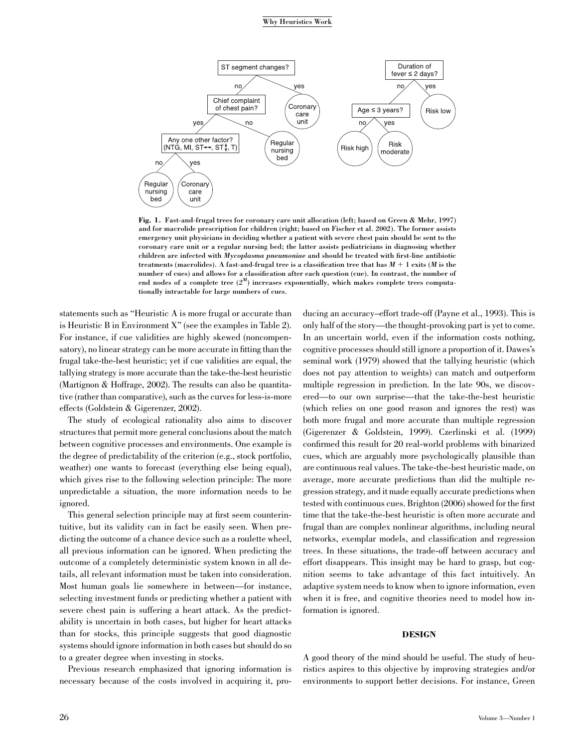ST segment changes?
no
yes
Chief complaint of chest pain?
Coronary care unit
yes
no
Any one other factor? (NTG, MI, ST↔, ST↕, T)
Regular nursing bed
no
yes
Regular nursing bed
Coronary care unit

Duration of fever ≤ 2 days?
no
yes
Age ≤ 3 years?
Risk low
no
yes
Risk high
Risk moderate

**Fig. 1.** **Fast-and-frugal trees for coronary care unit allocation (left; based on Green & Mehr, 1997) and for macrolide prescription for children (right; based on Fischer et al. 2002). The former assists emergency unit physicians in deciding whether a patient with severe chest pain should be sent to the coronary care unit or a regular nursing bed; the latter assists pediatricians in diagnosing whether children are infected with *Mycoplasma pneumoniae* and should be treated with first-line antibiotic treatments (macrolides). A fast-and-frugal tree is a classification tree that has $M + 1$ exits ($M$ is the number of cues) and allows for a classification after each question (cue). In contrast, the number of end nodes of a complete tree ($2^M$) increases exponentially, which makes complete trees computationally intractable for large numbers of cues.**

statements such as "Heuristic A is more frugal or accurate than is Heuristic B in Environment X" (see the examples in Table 2). For instance, if cue validities are highly skewed (noncompensatory), no linear strategy can be more accurate in fitting than the frugal take-the-best heuristic; yet if cue validities are equal, the tallying strategy is more accurate than the take-the-best heuristic (Martignon & Hoffrage, 2002). The results can also be quantitative (rather than comparative), such as the curves for less-is-more effects (Goldstein & Gigerenzer, 2002).

The study of ecological rationality also aims to discover structures that permit more general conclusions about the match between cognitive processes and environments. One example is the degree of predictability of the criterion (e.g., stock portfolio, weather) one wants to forecast (everything else being equal), which gives rise to the following selection principle: The more unpredictable a situation, the more information needs to be ignored.

This general selection principle may at first seem counterintuitive, but its validity can in fact be easily seen. When predicting the outcome of a chance device such as a roulette wheel, all previous information can be ignored. When predicting the outcome of a completely deterministic system known in all details, all relevant information must be taken into consideration. Most human goals lie somewhere in between—for instance, selecting investment funds or predicting whether a patient with severe chest pain is suffering a heart attack. As the predictability is uncertain in both cases, but higher for heart attacks than for stocks, this principle suggests that good diagnostic systems should ignore information in both cases but should do so to a greater degree when investing in stocks.

Previous research emphasized that ignoring information is necessary because of the costs involved in acquiring it, producing an accuracy–effort trade-off (Payne et al., 1993). This is only half of the story—the thought-provoking part is yet to come. In an uncertain world, even if the information costs nothing, cognitive processes should still ignore a proportion of it. Dawes's seminal work (1979) showed that the tallying heuristic (which does not pay attention to weights) can match and outperform multiple regression in prediction. In the late 90s, we discovered—to our own surprise—that the take-the-best heuristic (which relies on one good reason and ignores the rest) was both more frugal and more accurate than multiple regression (Gigerenzer & Goldstein, 1999). Czerlinski et al. (1999) confirmed this result for 20 real-world problems with binarized cues, which are arguably more psychologically plausible than are continuous real values. The take-the-best heuristic made, on average, more accurate predictions than did the multiple regression strategy, and it made equally accurate predictions when tested with continuous cues. Brighton (2006) showed for the first time that the take-the-best heuristic is often more accurate and frugal than are complex nonlinear algorithms, including neural networks, exemplar models, and classification and regression trees. In these situations, the trade-off between accuracy and effort disappears. This insight may be hard to grasp, but cognition seems to take advantage of this fact intuitively. An adaptive system needs to know when to ignore information, even when it is free, and cognitive theories need to model how information is ignored.

## DESIGN

A good theory of the mind should be useful. The study of heuristics aspires to this objective by improving strategies and/or environments to support better decisions. For instance, Green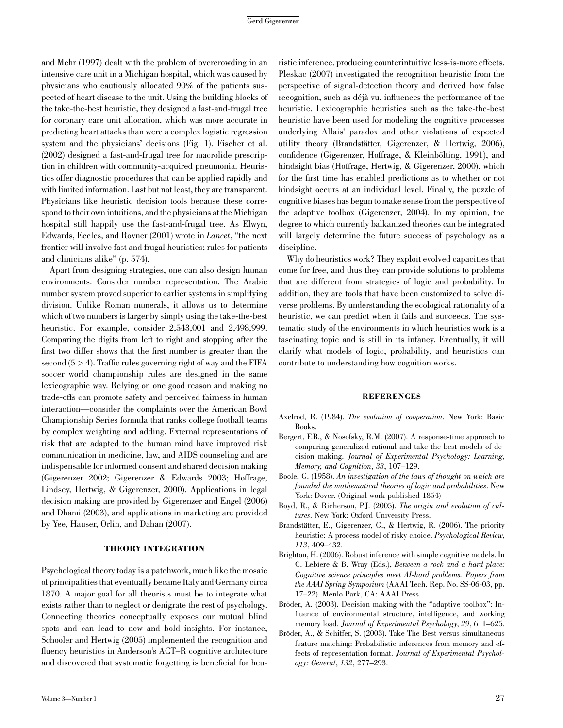and Mehr (1997) dealt with the problem of overcrowding in an intensive care unit in a Michigan hospital, which was caused by physicians who cautiously allocated 90% of the patients suspected of heart disease to the unit. Using the building blocks of the take-the-best heuristic, they designed a fast-and-frugal tree for coronary care unit allocation, which was more accurate in predicting heart attacks than were a complex logistic regression system and the physicians' decisions (Fig. 1). Fischer et al. (2002) designed a fast-and-frugal tree for macrolide prescription in children with community-acquired pneumonia. Heuristics offer diagnostic procedures that can be applied rapidly and with limited information. Last but not least, they are transparent. Physicians like heuristic decision tools because these correspond to their own intuitions, and the physicians at the Michigan hospital still happily use the fast-and-frugal tree. As Elwyn, Edwards, Eccles, and Rovner (2001) wrote in *Lancet*, "the next frontier will involve fast and frugal heuristics; rules for patients and clinicians alike" (p. 574).

Apart from designing strategies, one can also design human environments. Consider number representation. The Arabic number system proved superior to earlier systems in simplifying division. Unlike Roman numerals, it allows us to determine which of two numbers is larger by simply using the take-the-best heuristic. For example, consider 2,543,001 and 2,498,999. Comparing the digits from left to right and stopping after the first two differ shows that the first number is greater than the second ($5 > 4$). Traffic rules governing right of way and the FIFA soccer world championship rules are designed in the same lexicographic way. Relying on one good reason and making no trade-offs can promote safety and perceived fairness in human interaction—consider the complaints over the American Bowl Championship Series formula that ranks college football teams by complex weighting and adding. External representations of risk that are adapted to the human mind have improved risk communication in medicine, law, and AIDS counseling and are indispensable for informed consent and shared decision making (Gigerenzer 2002; Gigerenzer & Edwards 2003; Hoffrage, Lindsey, Hertwig, & Gigerenzer, 2000). Applications in legal decision making are provided by Gigerenzer and Engel (2006) and Dhami (2003), and applications in marketing are provided by Yee, Hauser, Orlin, and Dahan (2007).

## THEORY INTEGRATION

Psychological theory today is a patchwork, much like the mosaic of principalities that eventually became Italy and Germany circa 1870. A major goal for all theorists must be to integrate what exists rather than to neglect or denigrate the rest of psychology. Connecting theories conceptually exposes our mutual blind spots and can lead to new and bold insights. For instance, Schooler and Hertwig (2005) implemented the recognition and fluency heuristics in Anderson's ACT–R cognitive architecture and discovered that systematic forgetting is beneficial for heuristic inference, producing counterintuitive less-is-more effects. Pleskac (2007) investigated the recognition heuristic from the perspective of signal-detection theory and derived how false recognition, such as déjà vu, influences the performance of the heuristic. Lexicographic heuristics such as the take-the-best heuristic have been used for modeling the cognitive processes underlying Allais' paradox and other violations of expected utility theory (Brandstätter, Gigerenzer, & Hertwig, 2006), confidence (Gigerenzer, Hoffrage, & Kleinbölting, 1991), and hindsight bias (Hoffrage, Hertwig, & Gigerenzer, 2000), which for the first time has enabled predictions as to whether or not hindsight occurs at an individual level. Finally, the puzzle of cognitive biases has begun to make sense from the perspective of the adaptive toolbox (Gigerenzer, 2004). In my opinion, the degree to which currently balkanized theories can be integrated will largely determine the future success of psychology as a discipline.

Why do heuristics work? They exploit evolved capacities that come for free, and thus they can provide solutions to problems that are different from strategies of logic and probability. In addition, they are tools that have been customized to solve diverse problems. By understanding the ecological rationality of a heuristic, we can predict when it fails and succeeds. The systematic study of the environments in which heuristics work is a fascinating topic and is still in its infancy. Eventually, it will clarify what models of logic, probability, and heuristics can contribute to understanding how cognition works.

## REFERENCES

Axelrod, R. (1984). *The evolution of cooperation*. New York: Basic Books.

Bergert, F.B., & Nosofsky, R.M. (2007). A response-time approach to comparing generalized rational and take-the-best models of decision making. *Journal of Experimental Psychology: Learning, Memory, and Cognition*, *33*, 107–129.

Boole, G. (1958). *An investigation of the laws of thought on which are founded the mathematical theories of logic and probabilities*. New York: Dover. (Original work published 1854)

Boyd, R., & Richerson, P.J. (2005). *The origin and evolution of cultures*. New York: Oxford University Press.

Brandstätter, E., Gigerenzer, G., & Hertwig, R. (2006). The priority heuristic: A process model of risky choice. *Psychological Review*, *113*, 409–432.

Brighton, H. (2006). Robust inference with simple cognitive models. In C. Lebiere & B. Wray (Eds.), *Between a rock and a hard place: Cognitive science principles meet AI-hard problems. Papers from the AAAI Spring Symposium* (AAAI Tech. Rep. No. SS-06-03, pp. 17–22). Menlo Park, CA: AAAI Press.

Bröder, A. (2003). Decision making with the "adaptive toolbox": Influence of environmental structure, intelligence, and working memory load. *Journal of Experimental Psychology*, *29*, 611–625.

Bröder, A., & Schiffer, S. (2003). Take The Best versus simultaneous feature matching: Probabilistic inferences from memory and effects of representation format. *Journal of Experimental Psychology: General*, *132*, 277–293.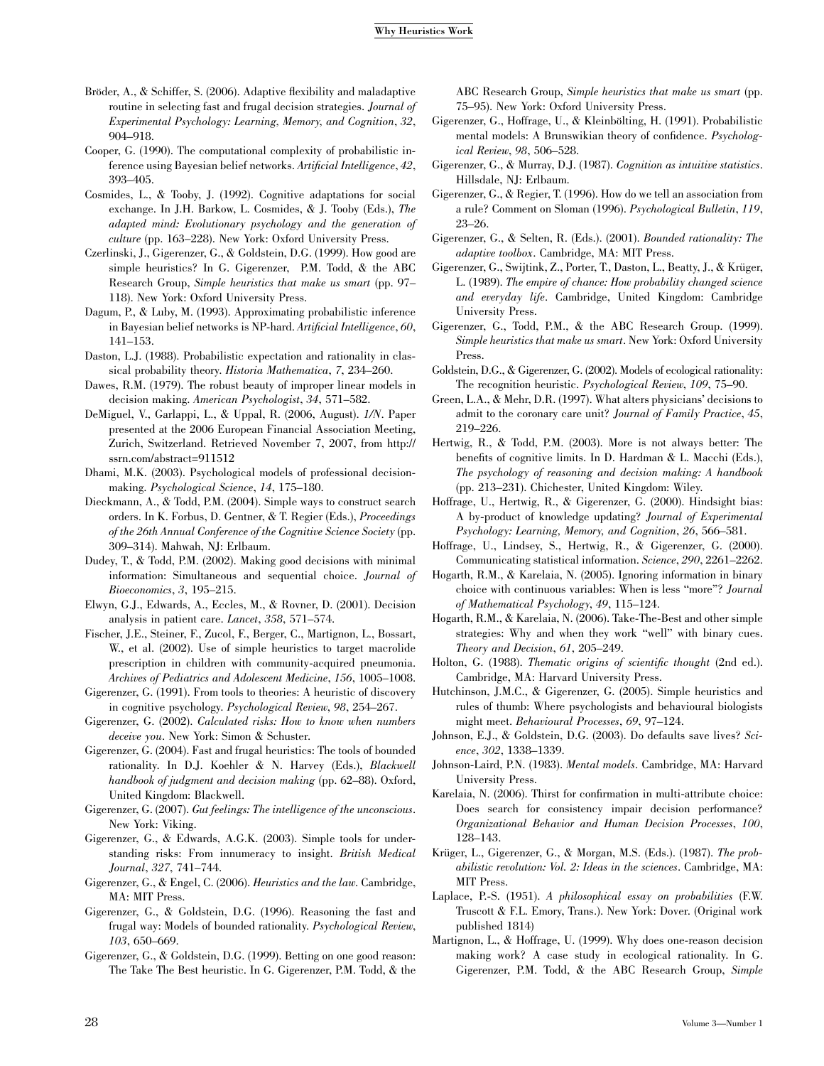Bröder, A., & Schiffer, S. (2006). Adaptive flexibility and maladaptive routine in selecting fast and frugal decision strategies. *Journal of Experimental Psychology: Learning, Memory, and Cognition*, *32*, 904–918.

Cooper, G. (1990). The computational complexity of probabilistic inference using Bayesian belief networks. *Artificial Intelligence*, *42*, 393–405.

Cosmides, L., & Tooby, J. (1992). Cognitive adaptations for social exchange. In J.H. Barkow, L. Cosmides, & J. Tooby (Eds.), *The adapted mind: Evolutionary psychology and the generation of culture* (pp. 163–228). New York: Oxford University Press.

Czerlinski, J., Gigerenzer, G., & Goldstein, D.G. (1999). How good are simple heuristics? In G. Gigerenzer, P.M. Todd, & the ABC Research Group, *Simple heuristics that make us smart* (pp. 97–118). New York: Oxford University Press.

Dagum, P., & Luby, M. (1993). Approximating probabilistic inference in Bayesian belief networks is NP-hard. *Artificial Intelligence*, *60*, 141–153.

Daston, L.J. (1988). Probabilistic expectation and rationality in classical probability theory. *Historia Mathematica*, *7*, 234–260.

Dawes, R.M. (1979). The robust beauty of improper linear models in decision making. *American Psychologist*, *34*, 571–582.

DeMiguel, V., Garlappi, L., & Uppal, R. (2006, August). *1/N*. Paper presented at the 2006 European Financial Association Meeting, Zurich, Switzerland. Retrieved November 7, 2007, from http://ssrn.com/abstract=911512

Dhami, M.K. (2003). Psychological models of professional decision-making. *Psychological Science*, *14*, 175–180.

Dieckmann, A., & Todd, P.M. (2004). Simple ways to construct search orders. In K. Forbus, D. Gentner, & T. Regier (Eds.), *Proceedings of the 26th Annual Conference of the Cognitive Science Society* (pp. 309–314). Mahwah, NJ: Erlbaum.

Dudey, T., & Todd, P.M. (2002). Making good decisions with minimal information: Simultaneous and sequential choice. *Journal of Bioeconomics*, *3*, 195–215.

Elwyn, G.J., Edwards, A., Eccles, M., & Rovner, D. (2001). Decision analysis in patient care. *Lancet*, *358*, 571–574.

Fischer, J.E., Steiner, F., Zucol, F., Berger, C., Martignon, L., Bossart, W., et al. (2002). Use of simple heuristics to target macrolide prescription in children with community-acquired pneumonia. *Archives of Pediatrics and Adolescent Medicine*, *156*, 1005–1008.

Gigerenzer, G. (1991). From tools to theories: A heuristic of discovery in cognitive psychology. *Psychological Review*, *98*, 254–267.

Gigerenzer, G. (2002). *Calculated risks: How to know when numbers deceive you*. New York: Simon & Schuster.

Gigerenzer, G. (2004). Fast and frugal heuristics: The tools of bounded rationality. In D.J. Koehler & N. Harvey (Eds.), *Blackwell handbook of judgment and decision making* (pp. 62–88). Oxford, United Kingdom: Blackwell.

Gigerenzer, G. (2007). *Gut feelings: The intelligence of the unconscious*. New York: Viking.

Gigerenzer, G., & Edwards, A.G.K. (2003). Simple tools for understanding risks: From innumeracy to insight. *British Medical Journal*, *327*, 741–744.

Gigerenzer, G., & Engel, C. (2006). *Heuristics and the law*. Cambridge, MA: MIT Press.

Gigerenzer, G., & Goldstein, D.G. (1996). Reasoning the fast and frugal way: Models of bounded rationality. *Psychological Review*, *103*, 650–669.

Gigerenzer, G., & Goldstein, D.G. (1999). Betting on one good reason: The Take The Best heuristic. In G. Gigerenzer, P.M. Todd, & the ABC Research Group, *Simple heuristics that make us smart* (pp. 75–95). New York: Oxford University Press.

Gigerenzer, G., Hoffrage, U., & Kleinbölting, H. (1991). Probabilistic mental models: A Brunswikian theory of confidence. *Psychological Review*, *98*, 506–528.

Gigerenzer, G., & Murray, D.J. (1987). *Cognition as intuitive statistics*. Hillsdale, NJ: Erlbaum.

Gigerenzer, G., & Regier, T. (1996). How do we tell an association from a rule? Comment on Sloman (1996). *Psychological Bulletin*, *119*, 23–26.

Gigerenzer, G., & Selten, R. (Eds.). (2001). *Bounded rationality: The adaptive toolbox*. Cambridge, MA: MIT Press.

Gigerenzer, G., Swijtink, Z., Porter, T., Daston, L., Beatty, J., & Krüger, L. (1989). *The empire of chance: How probability changed science and everyday life*. Cambridge, United Kingdom: Cambridge University Press.

Gigerenzer, G., Todd, P.M., & the ABC Research Group. (1999). *Simple heuristics that make us smart*. New York: Oxford University Press.

Goldstein, D.G., & Gigerenzer, G. (2002). Models of ecological rationality: The recognition heuristic. *Psychological Review*, *109*, 75–90.

Green, L.A., & Mehr, D.R. (1997). What alters physicians' decisions to admit to the coronary care unit? *Journal of Family Practice*, *45*, 219–226.

Hertwig, R., & Todd, P.M. (2003). More is not always better: The benefits of cognitive limits. In D. Hardman & L. Macchi (Eds.), *The psychology of reasoning and decision making: A handbook* (pp. 213–231). Chichester, United Kingdom: Wiley.

Hoffrage, U., Hertwig, R., & Gigerenzer, G. (2000). Hindsight bias: A by-product of knowledge updating? *Journal of Experimental Psychology: Learning, Memory, and Cognition*, *26*, 566–581.

Hoffrage, U., Lindsey, S., Hertwig, R., & Gigerenzer, G. (2000). Communicating statistical information. *Science*, *290*, 2261–2262.

Hogarth, R.M., & Karelaia, N. (2005). Ignoring information in binary choice with continuous variables: When is less "more"? *Journal of Mathematical Psychology*, *49*, 115–124.

Hogarth, R.M., & Karelaia, N. (2006). Take-The-Best and other simple strategies: Why and when they work "well" with binary cues. *Theory and Decision*, *61*, 205–249.

Holton, G. (1988). *Thematic origins of scientific thought* (2nd ed.). Cambridge, MA: Harvard University Press.

Hutchinson, J.M.C., & Gigerenzer, G. (2005). Simple heuristics and rules of thumb: Where psychologists and behavioural biologists might meet. *Behavioural Processes*, *69*, 97–124.

Johnson, E.J., & Goldstein, D.G. (2003). Do defaults save lives? *Science*, *302*, 1338–1339.

Johnson-Laird, P.N. (1983). *Mental models*. Cambridge, MA: Harvard University Press.

Karelaia, N. (2006). Thirst for confirmation in multi-attribute choice: Does search for consistency impair decision performance? *Organizational Behavior and Human Decision Processes*, *100*, 128–143.

Krüger, L., Gigerenzer, G., & Morgan, M.S. (Eds.). (1987). *The probabilistic revolution: Vol. 2: Ideas in the sciences*. Cambridge, MA: MIT Press.

Laplace, P.-S. (1951). *A philosophical essay on probabilities* (F.W. Truscott & F.L. Emory, Trans.). New York: Dover. (Original work published 1814)

Martignon, L., & Hoffrage, U. (1999). Why does one-reason decision making work? A case study in ecological rationality. In G. Gigerenzer, P.M. Todd, & the ABC Research Group, *Simple*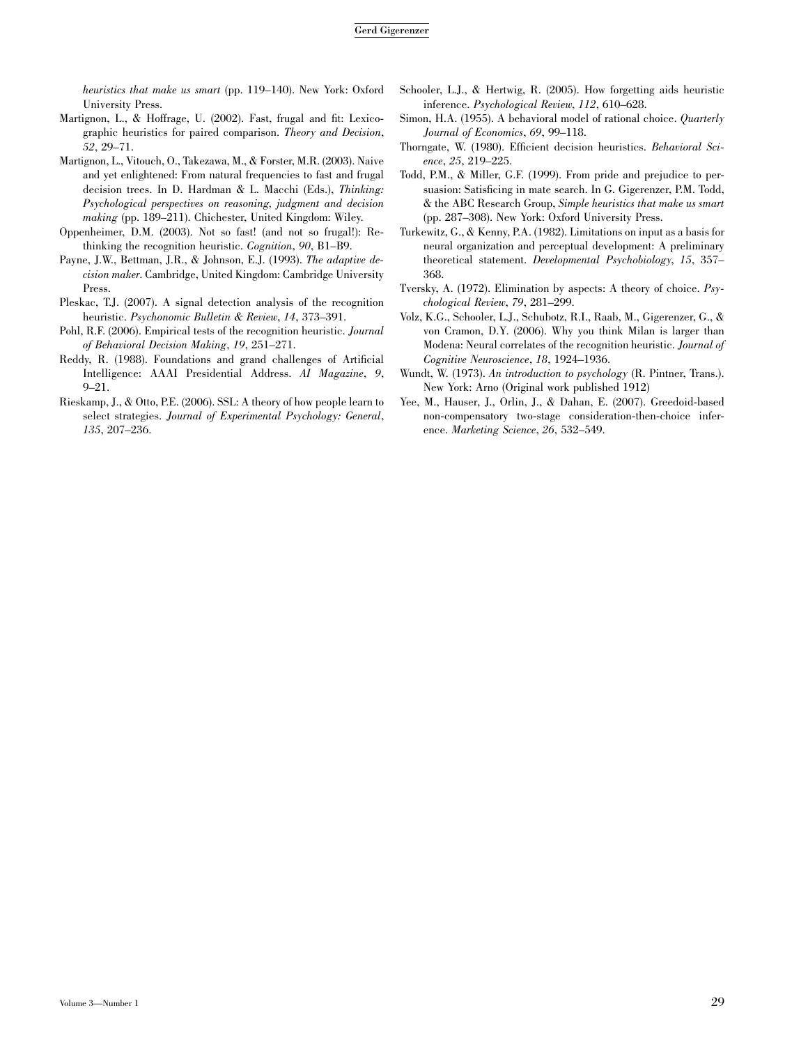*heuristics that make us smart* (pp. 119–140). New York: Oxford University Press.

Martignon, L., & Hoffrage, U. (2002). Fast, frugal and fit: Lexicographic heuristics for paired comparison. *Theory and Decision*, *52*, 29–71.

Martignon, L., Vitouch, O., Takezawa, M., & Forster, M.R. (2003). Naive and yet enlightened: From natural frequencies to fast and frugal decision trees. In D. Hardman & L. Macchi (Eds.), *Thinking: Psychological perspectives on reasoning, judgment and decision making* (pp. 189–211). Chichester, United Kingdom: Wiley.

Oppenheimer, D.M. (2003). Not so fast! (and not so frugal!): Rethinking the recognition heuristic. *Cognition*, *90*, B1–B9.

Payne, J.W., Bettman, J.R., & Johnson, E.J. (1993). *The adaptive decision maker*. Cambridge, United Kingdom: Cambridge University Press.

Pleskac, T.J. (2007). A signal detection analysis of the recognition heuristic. *Psychonomic Bulletin & Review*, *14*, 373–391.

Pohl, R.F. (2006). Empirical tests of the recognition heuristic. *Journal of Behavioral Decision Making*, *19*, 251–271.

Reddy, R. (1988). Foundations and grand challenges of Artificial Intelligence: AAAI Presidential Address. *AI Magazine*, *9*, 9–21.

Rieskamp, J., & Otto, P.E. (2006). SSL: A theory of how people learn to select strategies. *Journal of Experimental Psychology: General*, *135*, 207–236.

Schooler, L.J., & Hertwig, R. (2005). How forgetting aids heuristic inference. *Psychological Review*, *112*, 610–628.

Simon, H.A. (1955). A behavioral model of rational choice. *Quarterly Journal of Economics*, *69*, 99–118.

Thorngate, W. (1980). Efficient decision heuristics. *Behavioral Science*, *25*, 219–225.

Todd, P.M., & Miller, G.F. (1999). From pride and prejudice to persuasion: Satisficing in mate search. In G. Gigerenzer, P.M. Todd, & the ABC Research Group, *Simple heuristics that make us smart* (pp. 287–308). New York: Oxford University Press.

Turkewitz, G., & Kenny, P.A. (1982). Limitations on input as a basis for neural organization and perceptual development: A preliminary theoretical statement. *Developmental Psychobiology*, *15*, 357–368.

Tversky, A. (1972). Elimination by aspects: A theory of choice. *Psychological Review*, *79*, 281–299.

Volz, K.G., Schooler, L.J., Schubotz, R.I., Raab, M., Gigerenzer, G., & von Cramon, D.Y. (2006). Why you think Milan is larger than Modena: Neural correlates of the recognition heuristic. *Journal of Cognitive Neuroscience*, *18*, 1924–1936.

Wundt, W. (1973). *An introduction to psychology* (R. Pintner, Trans.). New York: Arno (Original work published 1912)

Yee, M., Hauser, J., Orlin, J., & Dahan, E. (2007). Greedoid-based non-compensatory two-stage consideration-then-choice inference. *Marketing Science*, *26*, 532–549.